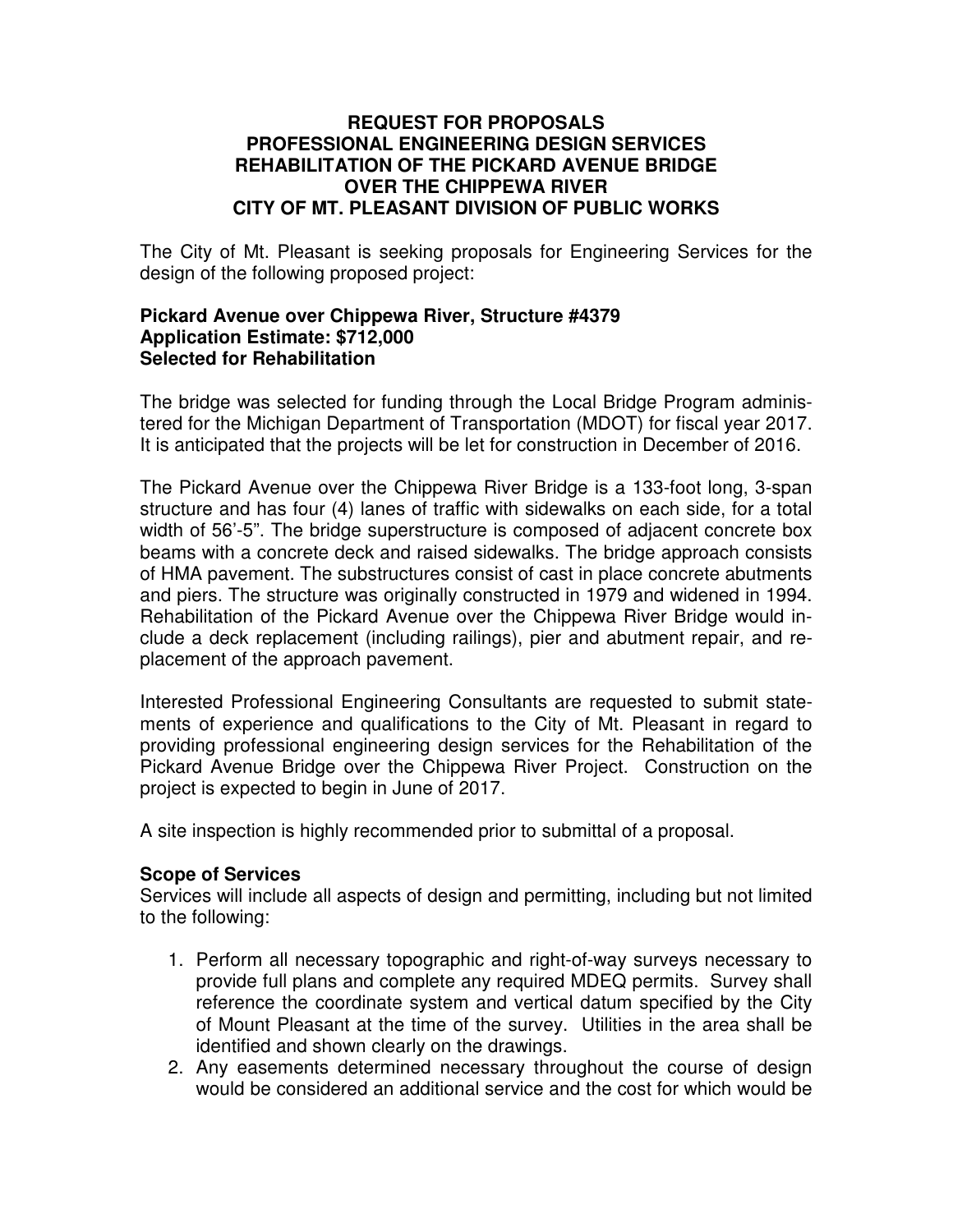# REQUEST FOR PROPOSALS
# PROFESSIONAL ENGINEERING DESIGN SERVICES
# REHABILITATION OF THE PICKARD AVENUE BRIDGE
# OVER THE CHIPPEWA RIVER
# CITY OF MT. PLEASANT DIVISION OF PUBLIC WORKS

The City of Mt. Pleasant is seeking proposals for Engineering Services for the design of the following proposed project:

**Pickard Avenue over Chippewa River, Structure #4379**
**Application Estimate: $712,000**
**Selected for Rehabilitation**

The bridge was selected for funding through the Local Bridge Program administered for the Michigan Department of Transportation (MDOT) for fiscal year 2017. It is anticipated that the projects will be let for construction in December of 2016.

The Pickard Avenue over the Chippewa River Bridge is a 133-foot long, 3-span structure and has four (4) lanes of traffic with sidewalks on each side, for a total width of 56'-5". The bridge superstructure is composed of adjacent concrete box beams with a concrete deck and raised sidewalks. The bridge approach consists of HMA pavement. The substructures consist of cast in place concrete abutments and piers. The structure was originally constructed in 1979 and widened in 1994. Rehabilitation of the Pickard Avenue over the Chippewa River Bridge would include a deck replacement (including railings), pier and abutment repair, and replacement of the approach pavement.

Interested Professional Engineering Consultants are requested to submit statements of experience and qualifications to the City of Mt. Pleasant in regard to providing professional engineering design services for the Rehabilitation of the Pickard Avenue Bridge over the Chippewa River Project. Construction on the project is expected to begin in June of 2017.

A site inspection is highly recommended prior to submittal of a proposal.

### Scope of Services

Services will include all aspects of design and permitting, including but not limited to the following:

1. Perform all necessary topographic and right-of-way surveys necessary to provide full plans and complete any required MDEQ permits. Survey shall reference the coordinate system and vertical datum specified by the City of Mount Pleasant at the time of the survey. Utilities in the area shall be identified and shown clearly on the drawings.
2. Any easements determined necessary throughout the course of design would be considered an additional service and the cost for which would be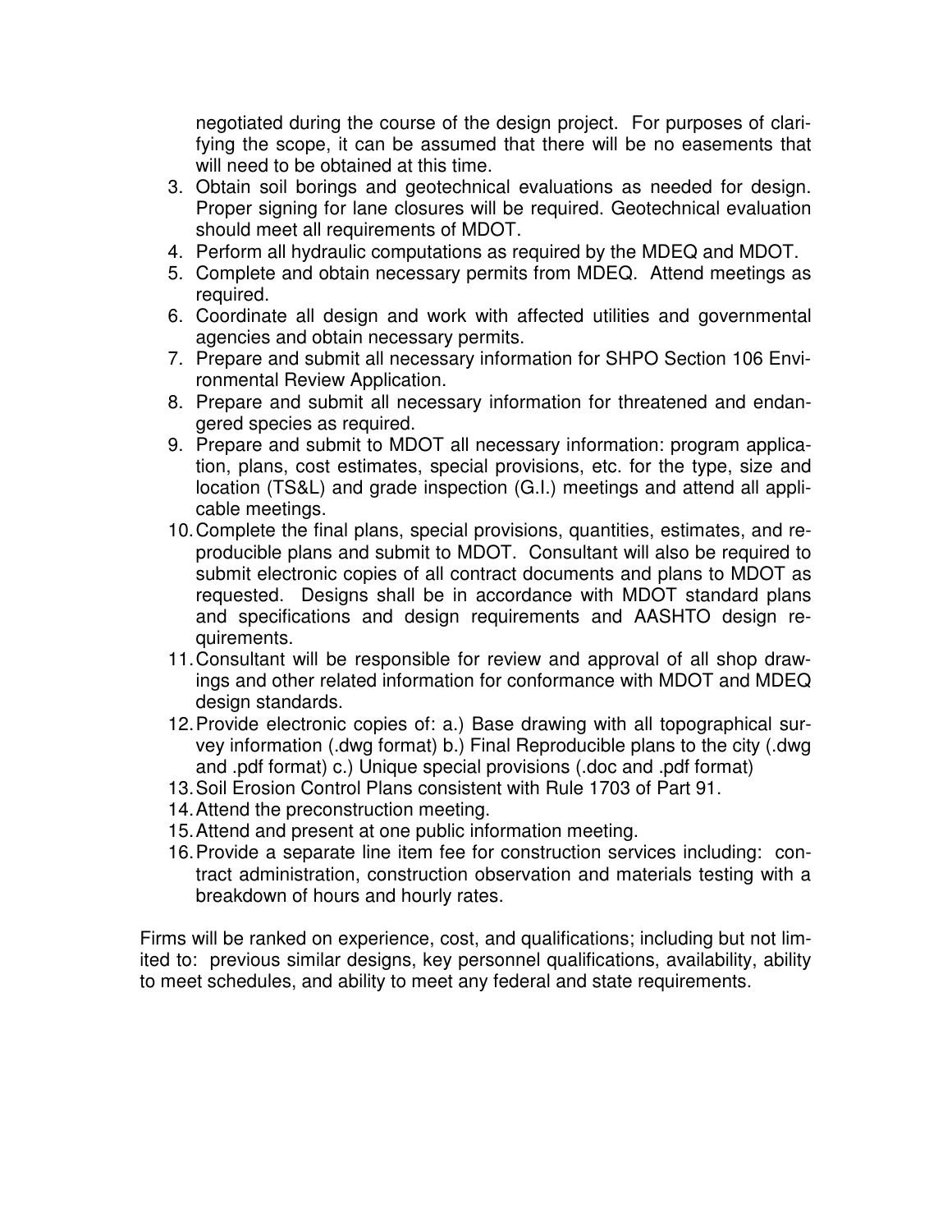negotiated during the course of the design project. For purposes of clarifying the scope, it can be assumed that there will be no easements that will need to be obtained at this time.

3. Obtain soil borings and geotechnical evaluations as needed for design. Proper signing for lane closures will be required. Geotechnical evaluation should meet all requirements of MDOT.
4. Perform all hydraulic computations as required by the MDEQ and MDOT.
5. Complete and obtain necessary permits from MDEQ. Attend meetings as required.
6. Coordinate all design and work with affected utilities and governmental agencies and obtain necessary permits.
7. Prepare and submit all necessary information for SHPO Section 106 Environmental Review Application.
8. Prepare and submit all necessary information for threatened and endangered species as required.
9. Prepare and submit to MDOT all necessary information: program application, plans, cost estimates, special provisions, etc. for the type, size and location (TS&L) and grade inspection (G.I.) meetings and attend all applicable meetings.
10. Complete the final plans, special provisions, quantities, estimates, and reproducible plans and submit to MDOT. Consultant will also be required to submit electronic copies of all contract documents and plans to MDOT as requested. Designs shall be in accordance with MDOT standard plans and specifications and design requirements and AASHTO design requirements.
11. Consultant will be responsible for review and approval of all shop drawings and other related information for conformance with MDOT and MDEQ design standards.
12. Provide electronic copies of: a.) Base drawing with all topographical survey information (.dwg format) b.) Final Reproducible plans to the city (.dwg and .pdf format) c.) Unique special provisions (.doc and .pdf format)
13. Soil Erosion Control Plans consistent with Rule 1703 of Part 91.
14. Attend the preconstruction meeting.
15. Attend and present at one public information meeting.
16. Provide a separate line item fee for construction services including: contract administration, construction observation and materials testing with a breakdown of hours and hourly rates.

Firms will be ranked on experience, cost, and qualifications; including but not limited to: previous similar designs, key personnel qualifications, availability, ability to meet schedules, and ability to meet any federal and state requirements.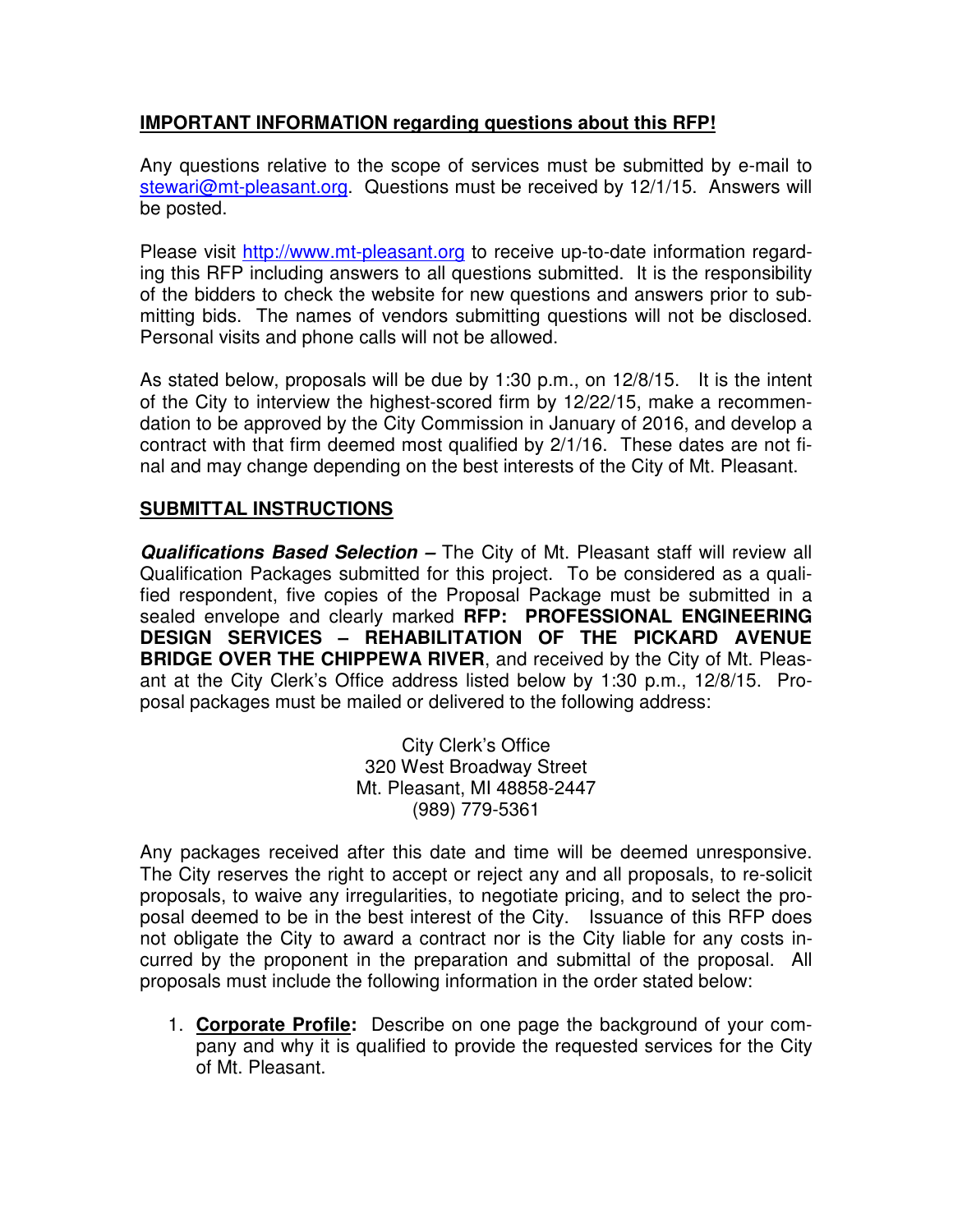**IMPORTANT INFORMATION regarding questions about this RFP!**

Any questions relative to the scope of services must be submitted by e-mail to [stewari@mt-pleasant.org](mailto:stewari@mt-pleasant.org). Questions must be received by 12/1/15. Answers will be posted.

Please visit [http://www.mt-pleasant.org](http://www.mt-pleasant.org) to receive up-to-date information regarding this RFP including answers to all questions submitted. It is the responsibility of the bidders to check the website for new questions and answers prior to submitting bids. The names of vendors submitting questions will not be disclosed. Personal visits and phone calls will not be allowed.

As stated below, proposals will be due by 1:30 p.m., on 12/8/15. It is the intent of the City to interview the highest-scored firm by 12/22/15, make a recommendation to be approved by the City Commission in January of 2016, and develop a contract with that firm deemed most qualified by 2/1/16. These dates are not final and may change depending on the best interests of the City of Mt. Pleasant.

**SUBMITTAL INSTRUCTIONS**

***Qualifications Based Selection –*** The City of Mt. Pleasant staff will review all Qualification Packages submitted for this project. To be considered as a qualified respondent, five copies of the Proposal Package must be submitted in a sealed envelope and clearly marked **RFP: PROFESSIONAL ENGINEERING DESIGN SERVICES – REHABILITATION OF THE PICKARD AVENUE BRIDGE OVER THE CHIPPEWA RIVER**, and received by the City of Mt. Pleasant at the City Clerk's Office address listed below by 1:30 p.m., 12/8/15. Proposal packages must be mailed or delivered to the following address:

City Clerk's Office
320 West Broadway Street
Mt. Pleasant, MI 48858-2447
(989) 779-5361

Any packages received after this date and time will be deemed unresponsive. The City reserves the right to accept or reject any and all proposals, to re-solicit proposals, to waive any irregularities, to negotiate pricing, and to select the proposal deemed to be in the best interest of the City. Issuance of this RFP does not obligate the City to award a contract nor is the City liable for any costs incurred by the proponent in the preparation and submittal of the proposal. All proposals must include the following information in the order stated below:

1. **Corporate Profile:** Describe on one page the background of your company and why it is qualified to provide the requested services for the City of Mt. Pleasant.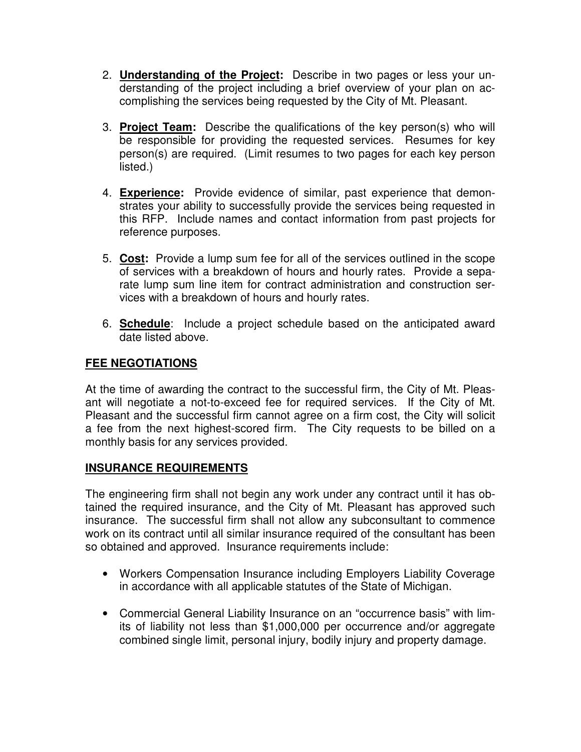2. **Understanding of the Project:** Describe in two pages or less your understanding of the project including a brief overview of your plan on accomplishing the services being requested by the City of Mt. Pleasant.

3. **Project Team:** Describe the qualifications of the key person(s) who will be responsible for providing the requested services. Resumes for key person(s) are required. (Limit resumes to two pages for each key person listed.)

4. **Experience:** Provide evidence of similar, past experience that demonstrates your ability to successfully provide the services being requested in this RFP. Include names and contact information from past projects for reference purposes.

5. **Cost:** Provide a lump sum fee for all of the services outlined in the scope of services with a breakdown of hours and hourly rates. Provide a separate lump sum line item for contract administration and construction services with a breakdown of hours and hourly rates.

6. **Schedule**: Include a project schedule based on the anticipated award date listed above.

## FEE NEGOTIATIONS

At the time of awarding the contract to the successful firm, the City of Mt. Pleasant will negotiate a not-to-exceed fee for required services. If the City of Mt. Pleasant and the successful firm cannot agree on a firm cost, the City will solicit a fee from the next highest-scored firm. The City requests to be billed on a monthly basis for any services provided.

## INSURANCE REQUIREMENTS

The engineering firm shall not begin any work under any contract until it has obtained the required insurance, and the City of Mt. Pleasant has approved such insurance. The successful firm shall not allow any subconsultant to commence work on its contract until all similar insurance required of the consultant has been so obtained and approved. Insurance requirements include:

- Workers Compensation Insurance including Employers Liability Coverage in accordance with all applicable statutes of the State of Michigan.

- Commercial General Liability Insurance on an "occurrence basis" with limits of liability not less than $1,000,000 per occurrence and/or aggregate combined single limit, personal injury, bodily injury and property damage.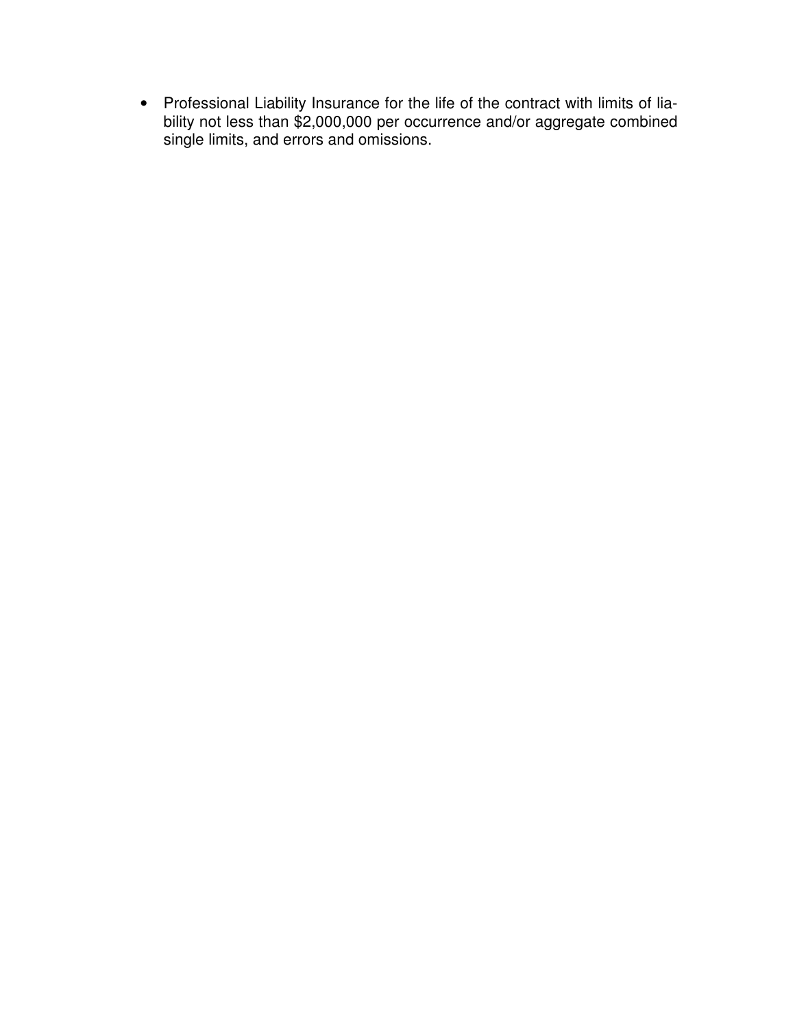- Professional Liability Insurance for the life of the contract with limits of liability not less than $2,000,000 per occurrence and/or aggregate combined single limits, and errors and omissions.